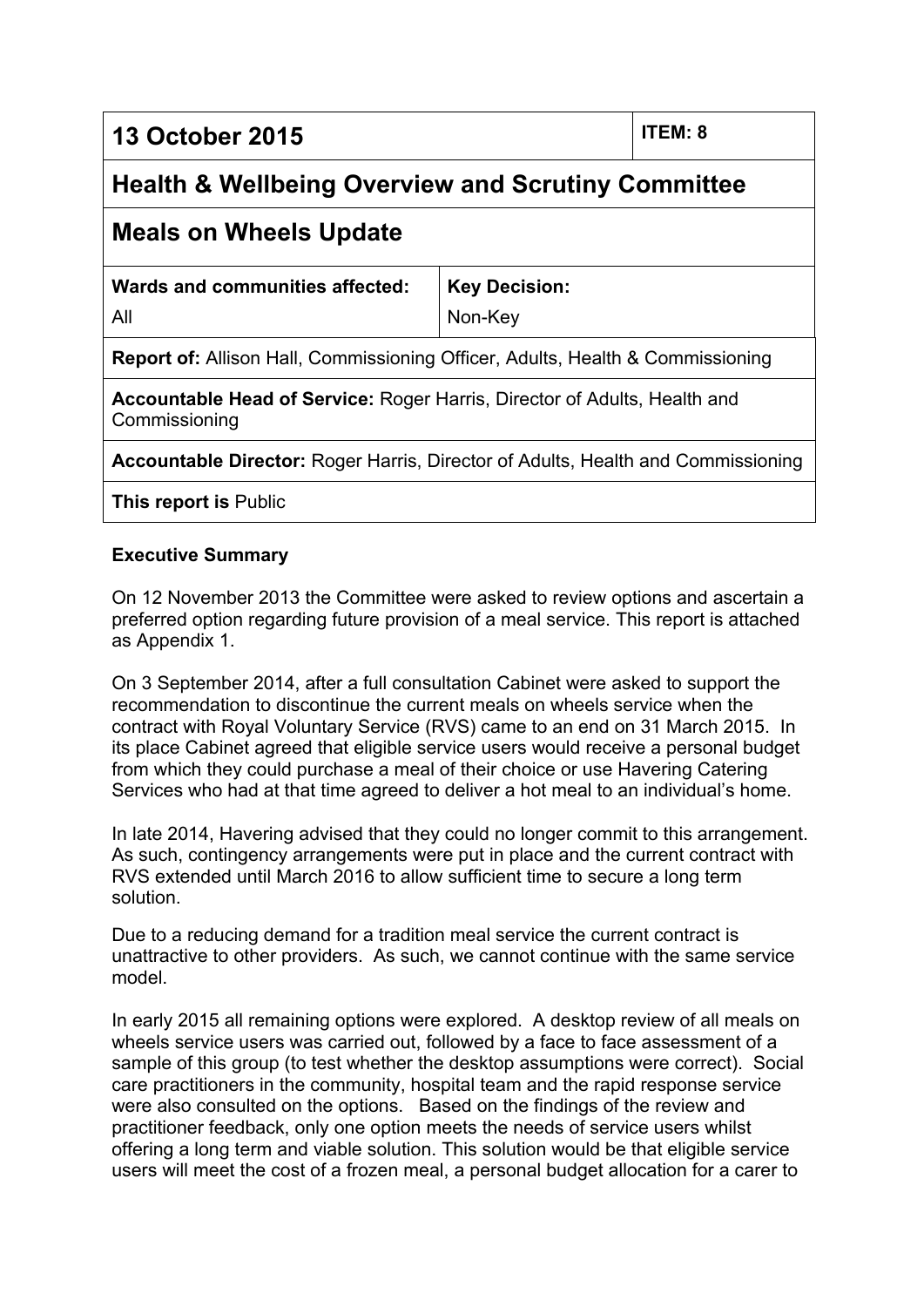| 13 October 2015 | | ITEM: 8 |
|---|---|---|
| **Health & Wellbeing Overview and Scrutiny Committee** | | |
| **Meals on Wheels Update** | | |
| **Wards and communities affected:** All | **Key Decision:** Non-Key | |
| **Report of:** Allison Hall, Commissioning Officer, Adults, Health & Commissioning | | |
| **Accountable Head of Service:** Roger Harris, Director of Adults, Health and Commissioning | | |
| **Accountable Director:** Roger Harris, Director of Adults, Health and Commissioning | | |
| **This report is** Public | | |

**Executive Summary**

On 12 November 2013 the Committee were asked to review options and ascertain a preferred option regarding future provision of a meal service. This report is attached as Appendix 1.

On 3 September 2014, after a full consultation Cabinet were asked to support the recommendation to discontinue the current meals on wheels service when the contract with Royal Voluntary Service (RVS) came to an end on 31 March 2015. In its place Cabinet agreed that eligible service users would receive a personal budget from which they could purchase a meal of their choice or use Havering Catering Services who had at that time agreed to deliver a hot meal to an individual's home.

In late 2014, Havering advised that they could no longer commit to this arrangement. As such, contingency arrangements were put in place and the current contract with RVS extended until March 2016 to allow sufficient time to secure a long term solution.

Due to a reducing demand for a tradition meal service the current contract is unattractive to other providers. As such, we cannot continue with the same service model.

In early 2015 all remaining options were explored. A desktop review of all meals on wheels service users was carried out, followed by a face to face assessment of a sample of this group (to test whether the desktop assumptions were correct). Social care practitioners in the community, hospital team and the rapid response service were also consulted on the options. Based on the findings of the review and practitioner feedback, only one option meets the needs of service users whilst offering a long term and viable solution. This solution would be that eligible service users will meet the cost of a frozen meal, a personal budget allocation for a carer to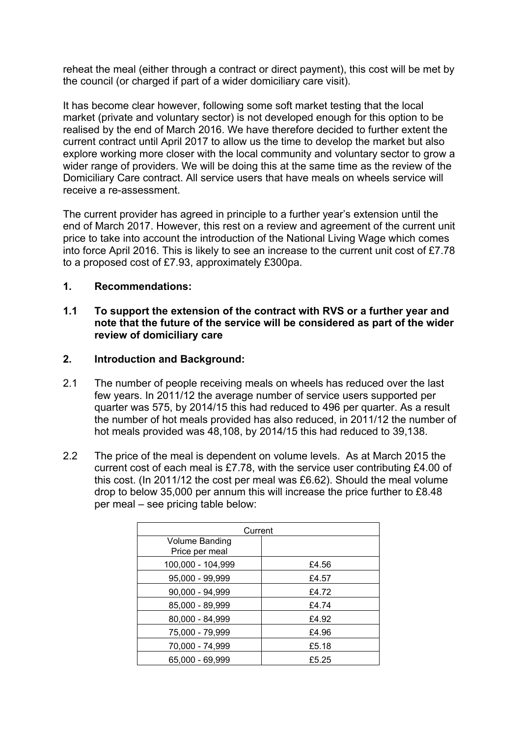reheat the meal (either through a contract or direct payment), this cost will be met by the council (or charged if part of a wider domiciliary care visit).

It has become clear however, following some soft market testing that the local market (private and voluntary sector) is not developed enough for this option to be realised by the end of March 2016. We have therefore decided to further extent the current contract until April 2017 to allow us the time to develop the market but also explore working more closer with the local community and voluntary sector to grow a wider range of providers. We will be doing this at the same time as the review of the Domiciliary Care contract. All service users that have meals on wheels service will receive a re-assessment.

The current provider has agreed in principle to a further year's extension until the end of March 2017. However, this rest on a review and agreement of the current unit price to take into account the introduction of the National Living Wage which comes into force April 2016. This is likely to see an increase to the current unit cost of £7.78 to a proposed cost of £7.93, approximately £300pa.

## 1. Recommendations:

**1.1 To support the extension of the contract with RVS or a further year and note that the future of the service will be considered as part of the wider review of domiciliary care**

## 2. Introduction and Background:

2.1 The number of people receiving meals on wheels has reduced over the last few years. In 2011/12 the average number of service users supported per quarter was 575, by 2014/15 this had reduced to 496 per quarter. As a result the number of hot meals provided has also reduced, in 2011/12 the number of hot meals provided was 48,108, by 2014/15 this had reduced to 39,138.

2.2 The price of the meal is dependent on volume levels. As at March 2015 the current cost of each meal is £7.78, with the service user contributing £4.00 of this cost. (In 2011/12 the cost per meal was £6.62). Should the meal volume drop to below 35,000 per annum this will increase the price further to £8.48 per meal – see pricing table below:

| Current | |
|---|---|
| Volume Banding Price per meal | |
| 100,000 - 104,999 | £4.56 |
| 95,000 - 99,999 | £4.57 |
| 90,000 - 94,999 | £4.72 |
| 85,000 - 89,999 | £4.74 |
| 80,000 - 84,999 | £4.92 |
| 75,000 - 79,999 | £4.96 |
| 70,000 - 74,999 | £5.18 |
| 65,000 - 69,999 | £5.25 |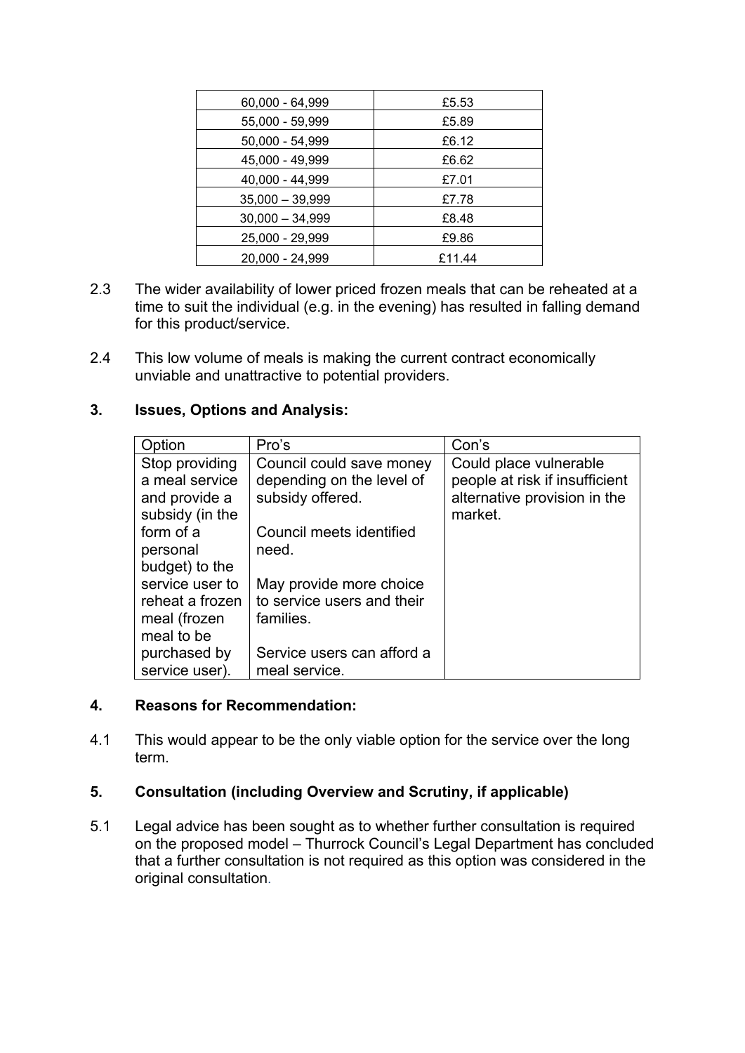| 60,000 - 64,999 | £5.53 |
| --- | --- |
| 55,000 - 59,999 | £5.89 |
| 50,000 - 54,999 | £6.12 |
| 45,000 - 49,999 | £6.62 |
| 40,000 - 44,999 | £7.01 |
| 35,000 – 39,999 | £7.78 |
| 30,000 – 34,999 | £8.48 |
| 25,000 - 29,999 | £9.86 |
| 20,000 - 24,999 | £11.44 |

2.3 The wider availability of lower priced frozen meals that can be reheated at a time to suit the individual (e.g. in the evening) has resulted in falling demand for this product/service.

2.4 This low volume of meals is making the current contract economically unviable and unattractive to potential providers.

## 3. Issues, Options and Analysis:

| Option | Pro's | Con's |
| --- | --- | --- |
| Stop providing a meal service and provide a subsidy (in the form of a personal budget) to the service user to reheat a frozen meal (frozen meal to be purchased by service user). | Council could save money depending on the level of subsidy offered.<br><br>Council meets identified need.<br><br>May provide more choice to service users and their families.<br><br>Service users can afford a meal service. | Could place vulnerable people at risk if insufficient alternative provision in the market. |

## 4. Reasons for Recommendation:

4.1 This would appear to be the only viable option for the service over the long term.

## 5. Consultation (including Overview and Scrutiny, if applicable)

5.1 Legal advice has been sought as to whether further consultation is required on the proposed model – Thurrock Council's Legal Department has concluded that a further consultation is not required as this option was considered in the original consultation.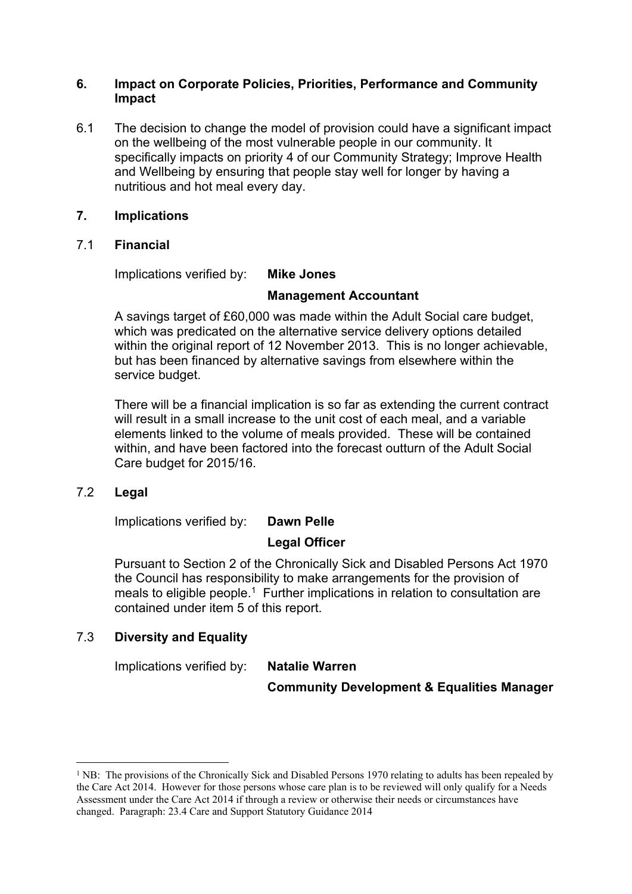## 6. Impact on Corporate Policies, Priorities, Performance and Community Impact

6.1 The decision to change the model of provision could have a significant impact on the wellbeing of the most vulnerable people in our community. It specifically impacts on priority 4 of our Community Strategy; Improve Health and Wellbeing by ensuring that people stay well for longer by having a nutritious and hot meal every day.

## 7. Implications

### 7.1 Financial

Implications verified by: **Mike Jones**

**Management Accountant**

A savings target of £60,000 was made within the Adult Social care budget, which was predicated on the alternative service delivery options detailed within the original report of 12 November 2013. This is no longer achievable, but has been financed by alternative savings from elsewhere within the service budget.

There will be a financial implication is so far as extending the current contract will result in a small increase to the unit cost of each meal, and a variable elements linked to the volume of meals provided. These will be contained within, and have been factored into the forecast outturn of the Adult Social Care budget for 2015/16.

### 7.2 Legal

Implications verified by: **Dawn Pelle**

**Legal Officer**

Pursuant to Section 2 of the Chronically Sick and Disabled Persons Act 1970 the Council has responsibility to make arrangements for the provision of meals to eligible people.[1] Further implications in relation to consultation are contained under item 5 of this report.

### 7.3 Diversity and Equality

Implications verified by: **Natalie Warren**

**Community Development & Equalities Manager**

---

[1] NB: The provisions of the Chronically Sick and Disabled Persons 1970 relating to adults has been repealed by the Care Act 2014. However for those persons whose care plan is to be reviewed will only qualify for a Needs Assessment under the Care Act 2014 if through a review or otherwise their needs or circumstances have changed. Paragraph: 23.4 Care and Support Statutory Guidance 2014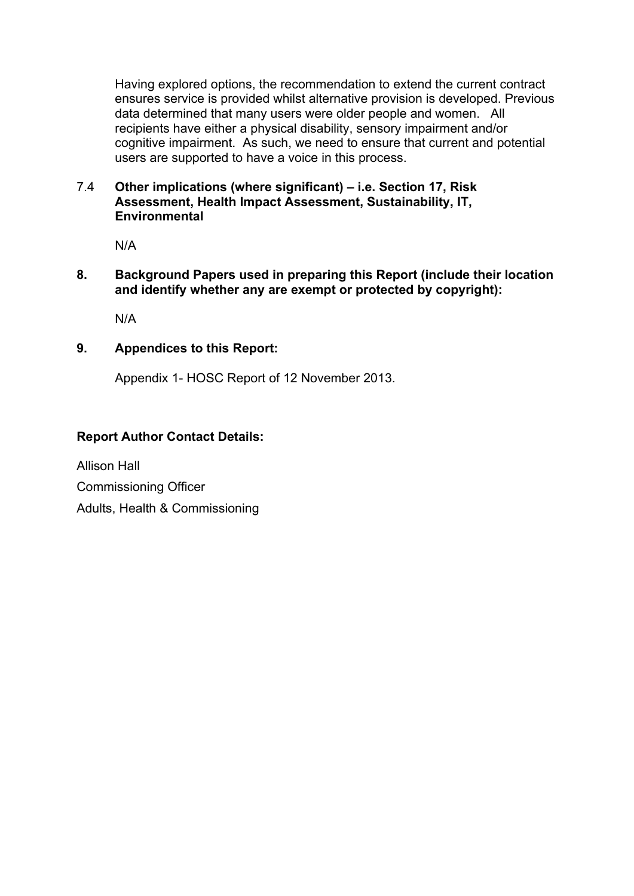Having explored options, the recommendation to extend the current contract ensures service is provided whilst alternative provision is developed. Previous data determined that many users were older people and women. All recipients have either a physical disability, sensory impairment and/or cognitive impairment. As such, we need to ensure that current and potential users are supported to have a voice in this process.

7.4 **Other implications (where significant) – i.e. Section 17, Risk Assessment, Health Impact Assessment, Sustainability, IT, Environmental**

N/A

**8. Background Papers used in preparing this Report (include their location and identify whether any are exempt or protected by copyright):**

N/A

**9. Appendices to this Report:**

Appendix 1- HOSC Report of 12 November 2013.

**Report Author Contact Details:**

Allison Hall

Commissioning Officer

Adults, Health & Commissioning